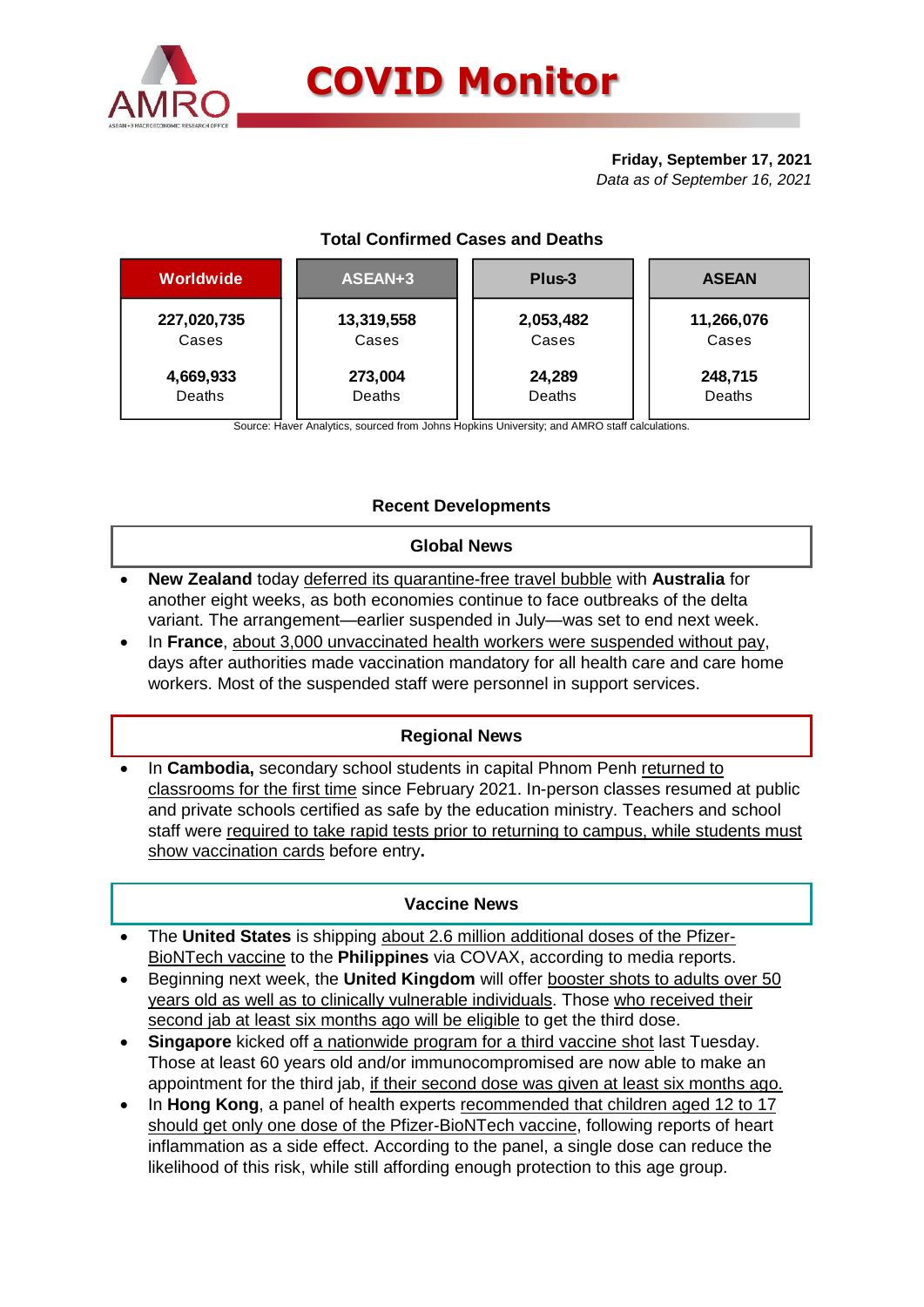# COVID Monitor

**Friday, September 17, 2021**
*Data as of September 16, 2021*

### Total Confirmed Cases and Deaths

| Worldwide | ASEAN+3 | Plus-3 | ASEAN |
|---|---|---|---|
| **227,020,735** Cases | **13,319,558** Cases | **2,053,482** Cases | **11,266,076** Cases |
| **4,669,933** Deaths | **273,004** Deaths | **24,289** Deaths | **248,715** Deaths |

Source: Haver Analytics, sourced from Johns Hopkins University; and AMRO staff calculations.

## Recent Developments

### Global News

- **New Zealand** today deferred its quarantine-free travel bubble with **Australia** for another eight weeks, as both economies continue to face outbreaks of the delta variant. The arrangement—earlier suspended in July—was set to end next week.
- In **France**, about 3,000 unvaccinated health workers were suspended without pay, days after authorities made vaccination mandatory for all health care and care home workers. Most of the suspended staff were personnel in support services.

### Regional News

- In **Cambodia,** secondary school students in capital Phnom Penh returned to classrooms for the first time since February 2021. In-person classes resumed at public and private schools certified as safe by the education ministry. Teachers and school staff were required to take rapid tests prior to returning to campus, while students must show vaccination cards before entry**.**

### Vaccine News

- The **United States** is shipping about 2.6 million additional doses of the Pfizer-BioNTech vaccine to the **Philippines** via COVAX, according to media reports.
- Beginning next week, the **United Kingdom** will offer booster shots to adults over 50 years old as well as to clinically vulnerable individuals. Those who received their second jab at least six months ago will be eligible to get the third dose.
- **Singapore** kicked off a nationwide program for a third vaccine shot last Tuesday. Those at least 60 years old and/or immunocompromised are now able to make an appointment for the third jab, if their second dose was given at least six months ago.
- In **Hong Kong**, a panel of health experts recommended that children aged 12 to 17 should get only one dose of the Pfizer-BioNTech vaccine, following reports of heart inflammation as a side effect. According to the panel, a single dose can reduce the likelihood of this risk, while still affording enough protection to this age group.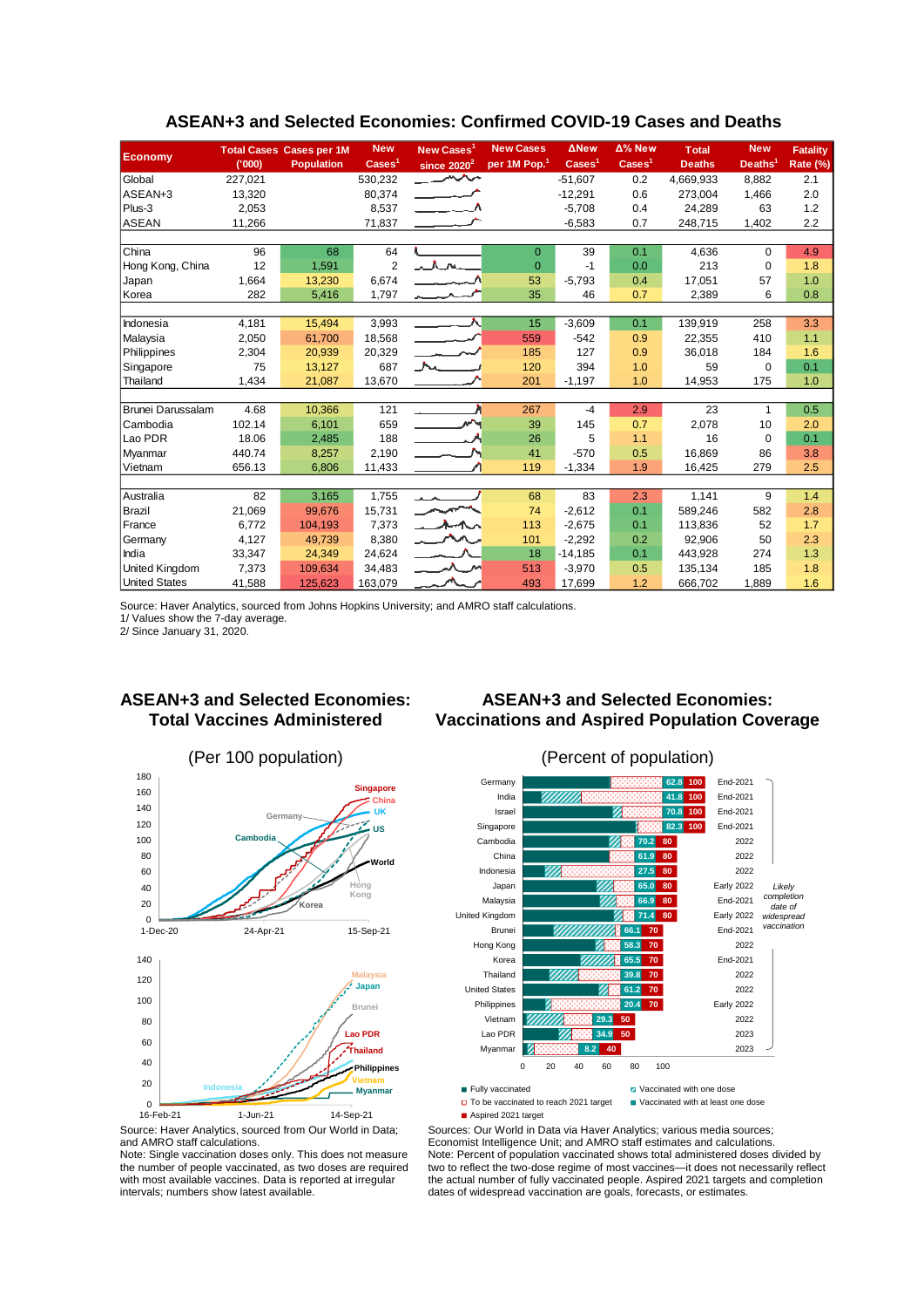## ASEAN+3 and Selected Economies: Confirmed COVID-19 Cases and Deaths

| Economy | Total Cases ('000) | Cases per 1M Population | New Cases[1] | New Cases[1] since 2020[2] | New Cases per 1M Pop.[1] | ΔNew Cases[1] | Δ% New Cases[1] | Total Deaths | New Deaths[1] | Fatality Rate (%) |
|---|---|---|---|---|---|---|---|---|---|---|
| Global | 227,021 | | 530,232 | | | -51,607 | 0.2 | 4,669,933 | 8,882 | 2.1 |
| ASEAN+3 | 13,320 | | 80,374 | | | -12,291 | 0.6 | 273,004 | 1,466 | 2.0 |
| Plus-3 | 2,053 | | 8,537 | | | -5,708 | 0.4 | 24,289 | 63 | 1.2 |
| ASEAN | 11,266 | | 71,837 | | | -6,583 | 0.7 | 248,715 | 1,402 | 2.2 |
| | | | | | | | | | | |
| China | 96 | 68 | 64 | | 0 | 39 | 0.1 | 4,636 | 0 | 4.9 |
| Hong Kong, China | 12 | 1,591 | 2 | | 0 | -1 | 0.0 | 213 | 0 | 1.8 |
| Japan | 1,664 | 13,230 | 6,674 | | 53 | -5,793 | 0.4 | 17,051 | 57 | 1.0 |
| Korea | 282 | 5,416 | 1,797 | | 35 | 46 | 0.7 | 2,389 | 6 | 0.8 |
| | | | | | | | | | | |
| Indonesia | 4,181 | 15,494 | 3,993 | | 15 | -3,609 | 0.1 | 139,919 | 258 | 3.3 |
| Malaysia | 2,050 | 61,700 | 18,568 | | 559 | -542 | 0.9 | 22,355 | 410 | 1.1 |
| Philippines | 2,304 | 20,939 | 20,329 | | 185 | 127 | 0.9 | 36,018 | 184 | 1.6 |
| Singapore | 75 | 13,127 | 687 | | 120 | 394 | 1.0 | 59 | 0 | 0.1 |
| Thailand | 1,434 | 21,087 | 13,670 | | 201 | -1,197 | 1.0 | 14,953 | 175 | 1.0 |
| | | | | | | | | | | |
| Brunei Darussalam | 4.68 | 10,366 | 121 | | 267 | -4 | 2.9 | 23 | 1 | 0.5 |
| Cambodia | 102.14 | 6,101 | 659 | | 39 | 145 | 0.7 | 2,078 | 10 | 2.0 |
| Lao PDR | 18.06 | 2,485 | 188 | | 26 | 5 | 1.1 | 16 | 0 | 0.1 |
| Myanmar | 440.74 | 8,257 | 2,190 | | 41 | -570 | 0.5 | 16,869 | 86 | 3.8 |
| Vietnam | 656.13 | 6,806 | 11,433 | | 119 | -1,334 | 1.9 | 16,425 | 279 | 2.5 |
| | | | | | | | | | | |
| Australia | 82 | 3,165 | 1,755 | | 68 | 83 | 2.3 | 1,141 | 9 | 1.4 |
| Brazil | 21,069 | 99,676 | 15,731 | | 74 | -2,612 | 0.1 | 589,246 | 582 | 2.8 |
| France | 6,772 | 104,193 | 7,373 | | 113 | -2,675 | 0.1 | 113,836 | 52 | 1.7 |
| Germany | 4,127 | 49,739 | 8,380 | | 101 | -2,292 | 0.2 | 92,906 | 50 | 2.3 |
| India | 33,347 | 24,349 | 24,624 | | 18 | -14,185 | 0.1 | 443,928 | 274 | 1.3 |
| United Kingdom | 7,373 | 109,634 | 34,483 | | 513 | -3,970 | 0.5 | 135,134 | 185 | 1.8 |
| United States | 41,588 | 125,623 | 163,079 | | 493 | 17,699 | 1.2 | 666,702 | 1,889 | 1.6 |

Source: Haver Analytics, sourced from Johns Hopkins University; and AMRO staff calculations.
1/ Values show the 7-day average.
2/ Since January 31, 2020.

## ASEAN+3 and Selected Economies: Total Vaccines Administered

(Per 100 population)

Source: Haver Analytics, sourced from Our World in Data; and AMRO staff calculations.
Note: Single vaccination doses only. This does not measure the number of people vaccinated, as two doses are required with most available vaccines. Data is reported at irregular intervals; numbers show latest available.

## ASEAN+3 and Selected Economies: Vaccinations and Aspired Population Coverage

(Percent of population)

| Economy | Percent vaccinated | Aspired 2021 target | Likely completion date of widespread vaccination |
|---|---|---|---|
| Germany | 62.8 | 100 | End-2021 |
| India | 41.8 | 100 | End-2021 |
| Israel | 70.8 | 100 | End-2021 |
| Singapore | 82.3 | 100 | End-2021 |
| Cambodia | 70.2 | 80 | 2022 |
| China | 61.9 | 80 | 2022 |
| Indonesia | 27.5 | 80 | 2022 |
| Japan | 65.0 | 80 | Early 2022 |
| Malaysia | 66.9 | 80 | End-2021 |
| United Kingdom | 71.4 | 80 | Early 2022 |
| Brunei | 66.1 | 70 | End-2021 |
| Hong Kong | 58.3 | 70 | 2022 |
| Korea | 65.5 | 70 | End-2021 |
| Thailand | 39.8 | 70 | 2022 |
| United States | 61.2 | 70 | 2022 |
| Philippines | 20.4 | 70 | Early 2022 |
| Vietnam | 29.3 | 50 | 2022 |
| Lao PDR | 34.9 | 50 | 2023 |
| Myanmar | 8.2 | 40 | 2023 |

Legend: Fully vaccinated; Vaccinated with one dose; To be vaccinated to reach 2021 target; Vaccinated with at least one dose; Aspired 2021 target

Sources: Our World in Data via Haver Analytics; various media sources; Economist Intelligence Unit; and AMRO staff estimates and calculations.
Note: Percent of population vaccinated shows total administered doses divided by two to reflect the two-dose regime of most vaccines—it does not necessarily reflect the actual number of fully vaccinated people. Aspired 2021 targets and completion dates of widespread vaccination are goals, forecasts, or estimates.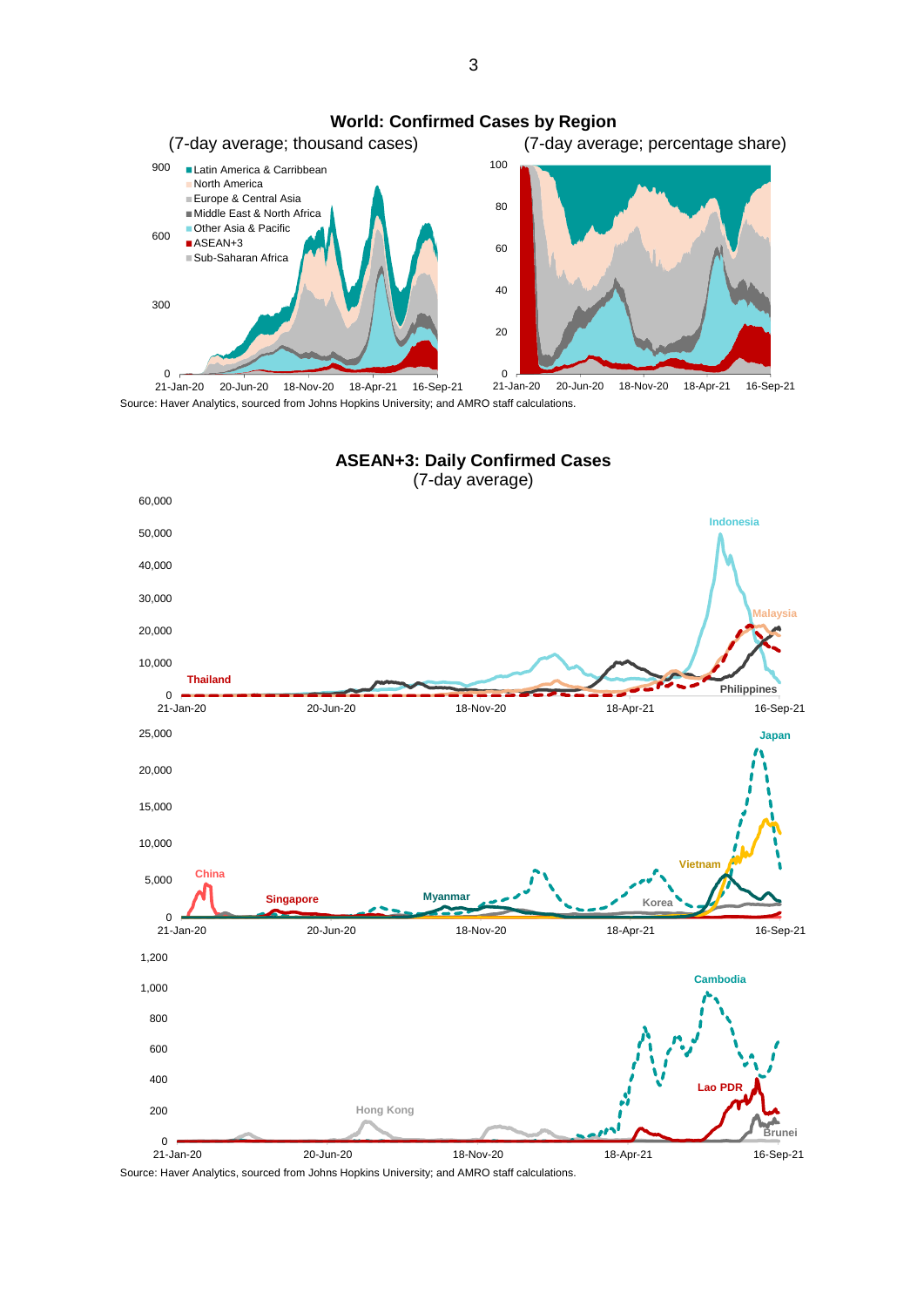**World: Confirmed Cases by Region**

(7-day average; thousand cases) (7-day average; percentage share)

- Latin America & Carribbean
- North America
- Europe & Central Asia
- Middle East & North Africa
- Other Asia & Pacific
- ASEAN+3
- Sub-Saharan Africa

Source: Haver Analytics, sourced from Johns Hopkins University; and AMRO staff calculations.

**ASEAN+3: Daily Confirmed Cases**

(7-day average)

Source: Haver Analytics, sourced from Johns Hopkins University; and AMRO staff calculations.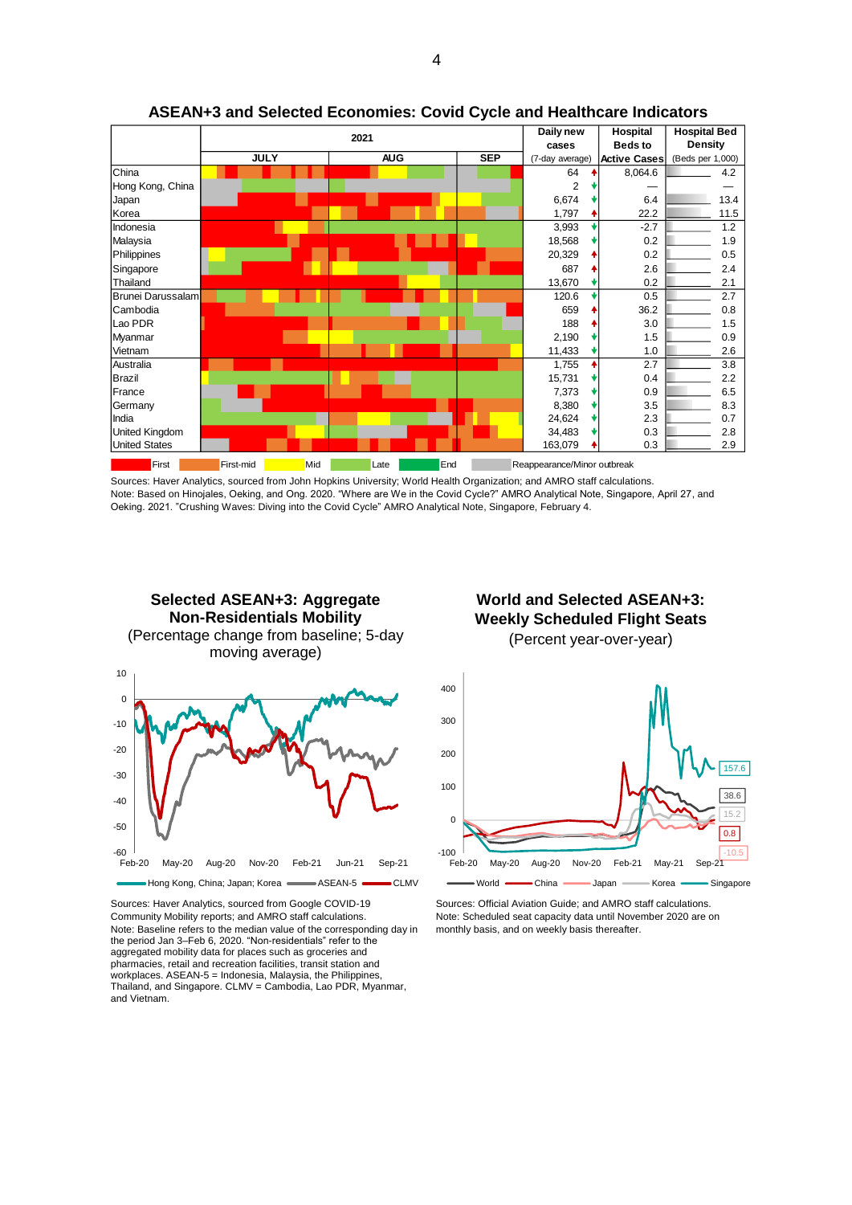## ASEAN+3 and Selected Economies: Covid Cycle and Healthcare Indicators

| | 2021 (JULY / AUG / SEP) | Daily new cases (7-day average) | | Hospital Beds to Active Cases | Hospital Bed Density (Beds per 1,000) |
|---|---|---|---|---|---|
| China | | 64 | ▲ | 8,064.6 | 4.2 |
| Hong Kong, China | | 2 | ▼ | — | — |
| Japan | | 6,674 | ▼ | 6.4 | 13.4 |
| Korea | | 1,797 | ▲ | 22.2 | 11.5 |
| Indonesia | | 3,993 | ▼ | -2.7 | 1.2 |
| Malaysia | | 18,568 | ▼ | 0.2 | 1.9 |
| Philippines | | 20,329 | ▲ | 0.2 | 0.5 |
| Singapore | | 687 | ▲ | 2.6 | 2.4 |
| Thailand | | 13,670 | ▼ | 0.2 | 2.1 |
| Brunei Darussalam | | 120.6 | ▼ | 0.5 | 2.7 |
| Cambodia | | 659 | ▲ | 36.2 | 0.8 |
| Lao PDR | | 188 | ▲ | 3.0 | 1.5 |
| Myanmar | | 2,190 | ▼ | 1.5 | 0.9 |
| Vietnam | | 11,433 | ▼ | 1.0 | 2.6 |
| Australia | | 1,755 | ▲ | 2.7 | 3.8 |
| Brazil | | 15,731 | ▼ | 0.4 | 2.2 |
| France | | 7,373 | ▼ | 0.9 | 6.5 |
| Germany | | 8,380 | ▼ | 3.5 | 8.3 |
| India | | 24,624 | ▼ | 2.3 | 0.7 |
| United Kingdom | | 34,483 | ▼ | 0.3 | 2.8 |
| United States | | 163,079 | ▲ | 0.3 | 2.9 |

First / First-mid / Mid / Late / End / Reappearance/Minor outbreak

Sources: Haver Analytics, sourced from John Hopkins University; World Health Organization; and AMRO staff calculations.
Note: Based on Hinojales, Oeking, and Ong. 2020. "Where are We in the Covid Cycle?" AMRO Analytical Note, Singapore, April 27, and Oeking. 2021. "Crushing Waves: Diving into the Covid Cycle" AMRO Analytical Note, Singapore, February 4.

### Selected ASEAN+3: Aggregate Non-Residentials Mobility
(Percentage change from baseline; 5-day moving average)

10, 0, -10, -20, -30, -40, -50, -60
Feb-20, May-20, Aug-20, Nov-20, Feb-21, Jun-21, Sep-21
Hong Kong, China; Japan; Korea — ASEAN-5 — CLMV

Sources: Haver Analytics, sourced from Google COVID-19 Community Mobility reports; and AMRO staff calculations.
Note: Baseline refers to the median value of the corresponding day in the period Jan 3–Feb 6, 2020. "Non-residentials" refer to the aggregated mobility data for places such as groceries and pharmacies, retail and recreation facilities, transit station and workplaces. ASEAN-5 = Indonesia, Malaysia, the Philippines, Thailand, and Singapore. CLMV = Cambodia, Lao PDR, Myanmar, and Vietnam.

### World and Selected ASEAN+3: Weekly Scheduled Flight Seats
(Percent year-over-year)

400, 300, 200, 100, 0, -100
Feb-20, May-20, Aug-20, Nov-20, Feb-21, May-21, Sep-21
157.6, 38.6, 15.2, 0.8, -10.5
World — China — Japan — Korea — Singapore

Sources: Official Aviation Guide; and AMRO staff calculations.
Note: Scheduled seat capacity data until November 2020 are on monthly basis, and on weekly basis thereafter.